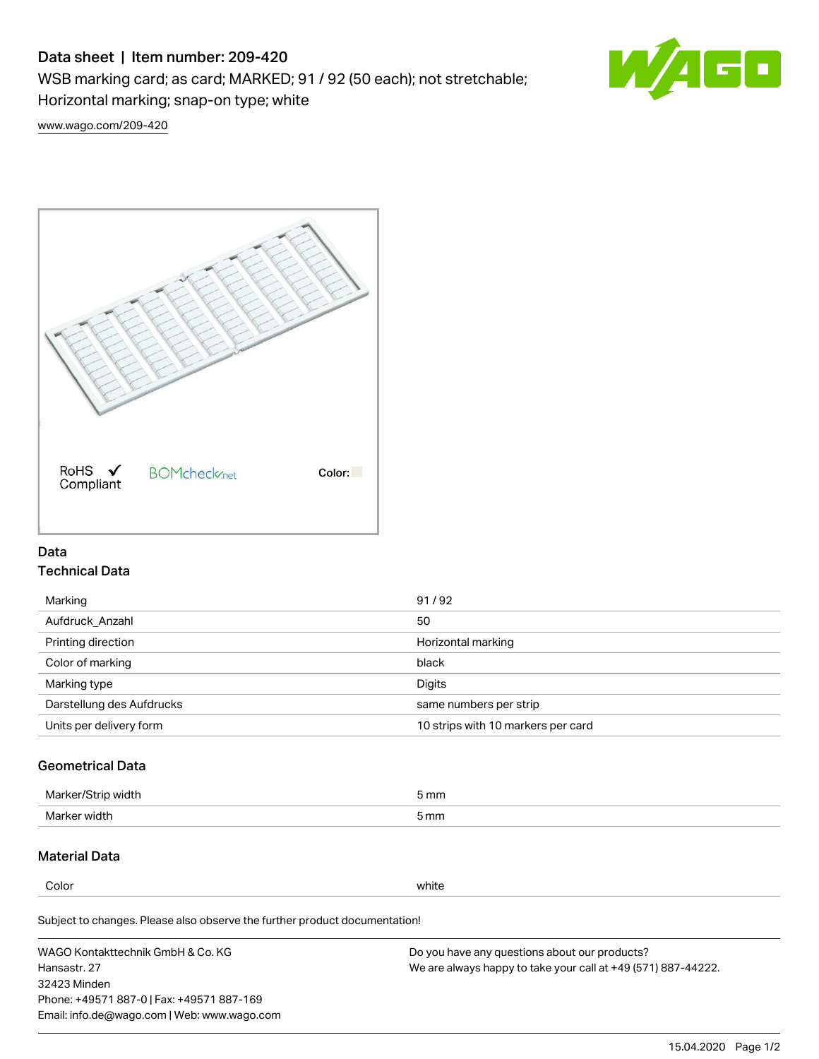# Data sheet | Item number: 209-420

WSB marking card; as card; MARKED; 91 / 92 (50 each); not stretchable; Horizontal marking; snap-on type; white

www.wago.com/209-420

RoHS ✓ Compliant    BOMcheck.net    Color:

## Data

### Technical Data

| | |
|---|---|
| Marking | 91 / 92 |
| Aufdruck_Anzahl | 50 |
| Printing direction | Horizontal marking |
| Color of marking | black |
| Marking type | Digits |
| Darstellung des Aufdrucks | same numbers per strip |
| Units per delivery form | 10 strips with 10 markers per card |

### Geometrical Data

| | |
|---|---|
| Marker/Strip width | 5 mm |
| Marker width | 5 mm |

### Material Data

| | |
|---|---|
| Color | white |

Subject to changes. Please also observe the further product documentation!

WAGO Kontakttechnik GmbH & Co. KG
Hansastr. 27
32423 Minden
Phone: +49571 887-0 | Fax: +49571 887-169
Email: info.de@wago.com | Web: www.wago.com

Do you have any questions about our products?
We are always happy to take your call at +49 (571) 887-44222.

15.04.2020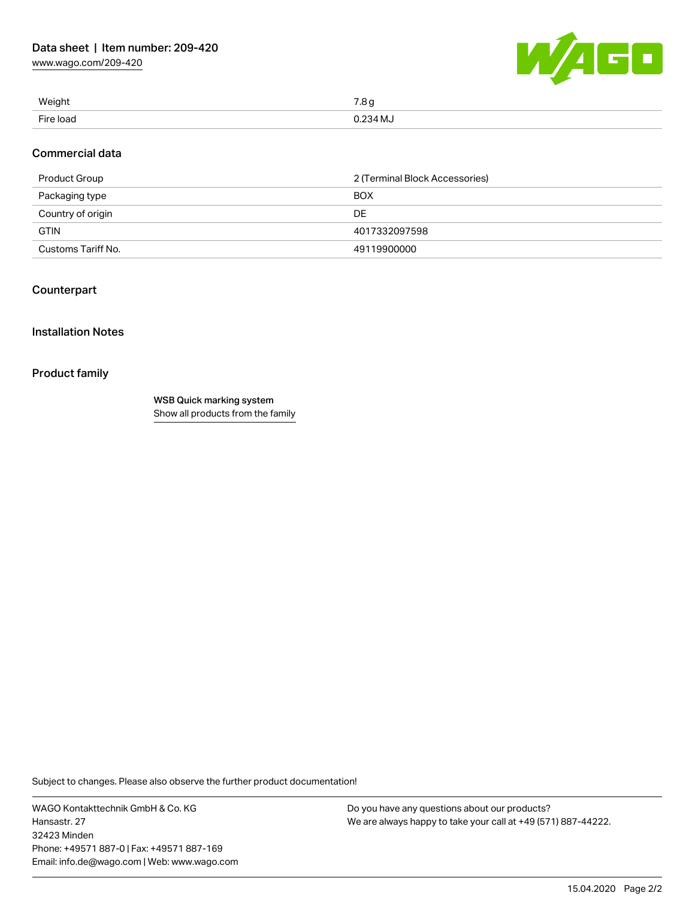| | |
|---|---|
| Weight | 7.8 g |
| Fire load | 0.234 MJ |

## Commercial data

| | |
|---|---|
| Product Group | 2 (Terminal Block Accessories) |
| Packaging type | BOX |
| Country of origin | DE |
| GTIN | 4017332097598 |
| Customs Tariff No. | 49119900000 |

## Counterpart

## Installation Notes

## Product family

**WSB Quick marking system**
Show all products from the family

Subject to changes. Please also observe the further product documentation!

WAGO Kontakttechnik GmbH & Co. KG
Hansastr. 27
32423 Minden
Phone: +49571 887-0 | Fax: +49571 887-169
Email: info.de@wago.com | Web: www.wago.com

Do you have any questions about our products?
We are always happy to take your call at +49 (571) 887-44222.